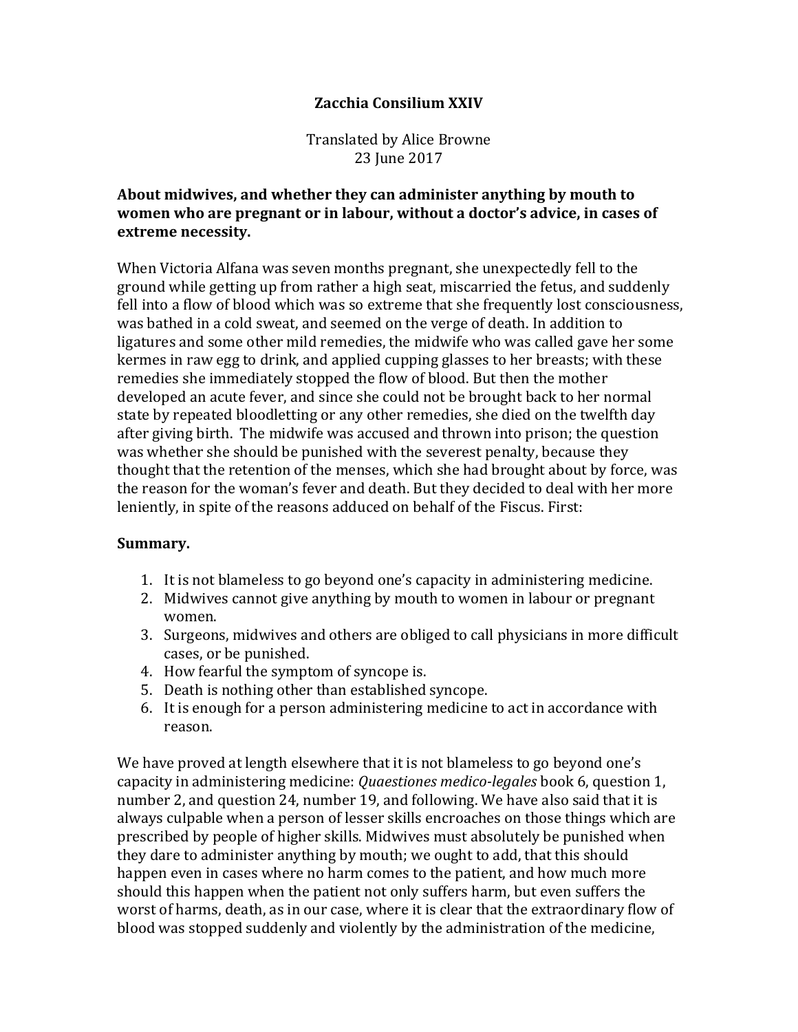# Zacchia Consilium XXIV

Translated by Alice Browne
23 June 2017

**About midwives, and whether they can administer anything by mouth to women who are pregnant or in labour, without a doctor's advice, in cases of extreme necessity.**

When Victoria Alfana was seven months pregnant, she unexpectedly fell to the ground while getting up from rather a high seat, miscarried the fetus, and suddenly fell into a flow of blood which was so extreme that she frequently lost consciousness, was bathed in a cold sweat, and seemed on the verge of death. In addition to ligatures and some other mild remedies, the midwife who was called gave her some kermes in raw egg to drink, and applied cupping glasses to her breasts; with these remedies she immediately stopped the flow of blood. But then the mother developed an acute fever, and since she could not be brought back to her normal state by repeated bloodletting or any other remedies, she died on the twelfth day after giving birth. The midwife was accused and thrown into prison; the question was whether she should be punished with the severest penalty, because they thought that the retention of the menses, which she had brought about by force, was the reason for the woman's fever and death. But they decided to deal with her more leniently, in spite of the reasons adduced on behalf of the Fiscus. First:

## Summary.

1. It is not blameless to go beyond one's capacity in administering medicine.
2. Midwives cannot give anything by mouth to women in labour or pregnant women.
3. Surgeons, midwives and others are obliged to call physicians in more difficult cases, or be punished.
4. How fearful the symptom of syncope is.
5. Death is nothing other than established syncope.
6. It is enough for a person administering medicine to act in accordance with reason.

We have proved at length elsewhere that it is not blameless to go beyond one's capacity in administering medicine: *Quaestiones medico-legales* book 6, question 1, number 2, and question 24, number 19, and following. We have also said that it is always culpable when a person of lesser skills encroaches on those things which are prescribed by people of higher skills. Midwives must absolutely be punished when they dare to administer anything by mouth; we ought to add, that this should happen even in cases where no harm comes to the patient, and how much more should this happen when the patient not only suffers harm, but even suffers the worst of harms, death, as in our case, where it is clear that the extraordinary flow of blood was stopped suddenly and violently by the administration of the medicine,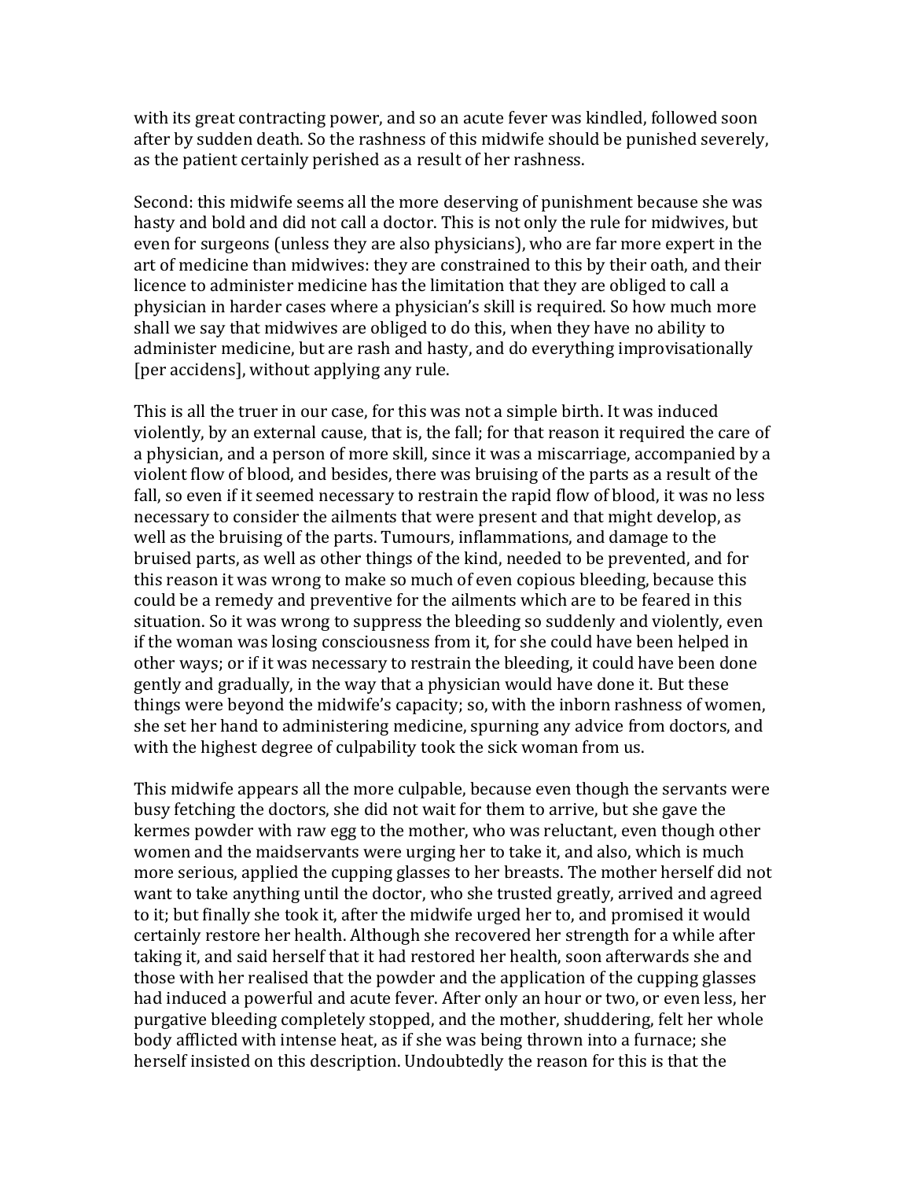with its great contracting power, and so an acute fever was kindled, followed soon after by sudden death. So the rashness of this midwife should be punished severely, as the patient certainly perished as a result of her rashness.

Second: this midwife seems all the more deserving of punishment because she was hasty and bold and did not call a doctor. This is not only the rule for midwives, but even for surgeons (unless they are also physicians), who are far more expert in the art of medicine than midwives: they are constrained to this by their oath, and their licence to administer medicine has the limitation that they are obliged to call a physician in harder cases where a physician's skill is required. So how much more shall we say that midwives are obliged to do this, when they have no ability to administer medicine, but are rash and hasty, and do everything improvisationally [per accidens], without applying any rule.

This is all the truer in our case, for this was not a simple birth. It was induced violently, by an external cause, that is, the fall; for that reason it required the care of a physician, and a person of more skill, since it was a miscarriage, accompanied by a violent flow of blood, and besides, there was bruising of the parts as a result of the fall, so even if it seemed necessary to restrain the rapid flow of blood, it was no less necessary to consider the ailments that were present and that might develop, as well as the bruising of the parts. Tumours, inflammations, and damage to the bruised parts, as well as other things of the kind, needed to be prevented, and for this reason it was wrong to make so much of even copious bleeding, because this could be a remedy and preventive for the ailments which are to be feared in this situation. So it was wrong to suppress the bleeding so suddenly and violently, even if the woman was losing consciousness from it, for she could have been helped in other ways; or if it was necessary to restrain the bleeding, it could have been done gently and gradually, in the way that a physician would have done it. But these things were beyond the midwife's capacity; so, with the inborn rashness of women, she set her hand to administering medicine, spurning any advice from doctors, and with the highest degree of culpability took the sick woman from us.

This midwife appears all the more culpable, because even though the servants were busy fetching the doctors, she did not wait for them to arrive, but she gave the kermes powder with raw egg to the mother, who was reluctant, even though other women and the maidservants were urging her to take it, and also, which is much more serious, applied the cupping glasses to her breasts. The mother herself did not want to take anything until the doctor, who she trusted greatly, arrived and agreed to it; but finally she took it, after the midwife urged her to, and promised it would certainly restore her health. Although she recovered her strength for a while after taking it, and said herself that it had restored her health, soon afterwards she and those with her realised that the powder and the application of the cupping glasses had induced a powerful and acute fever. After only an hour or two, or even less, her purgative bleeding completely stopped, and the mother, shuddering, felt her whole body afflicted with intense heat, as if she was being thrown into a furnace; she herself insisted on this description. Undoubtedly the reason for this is that the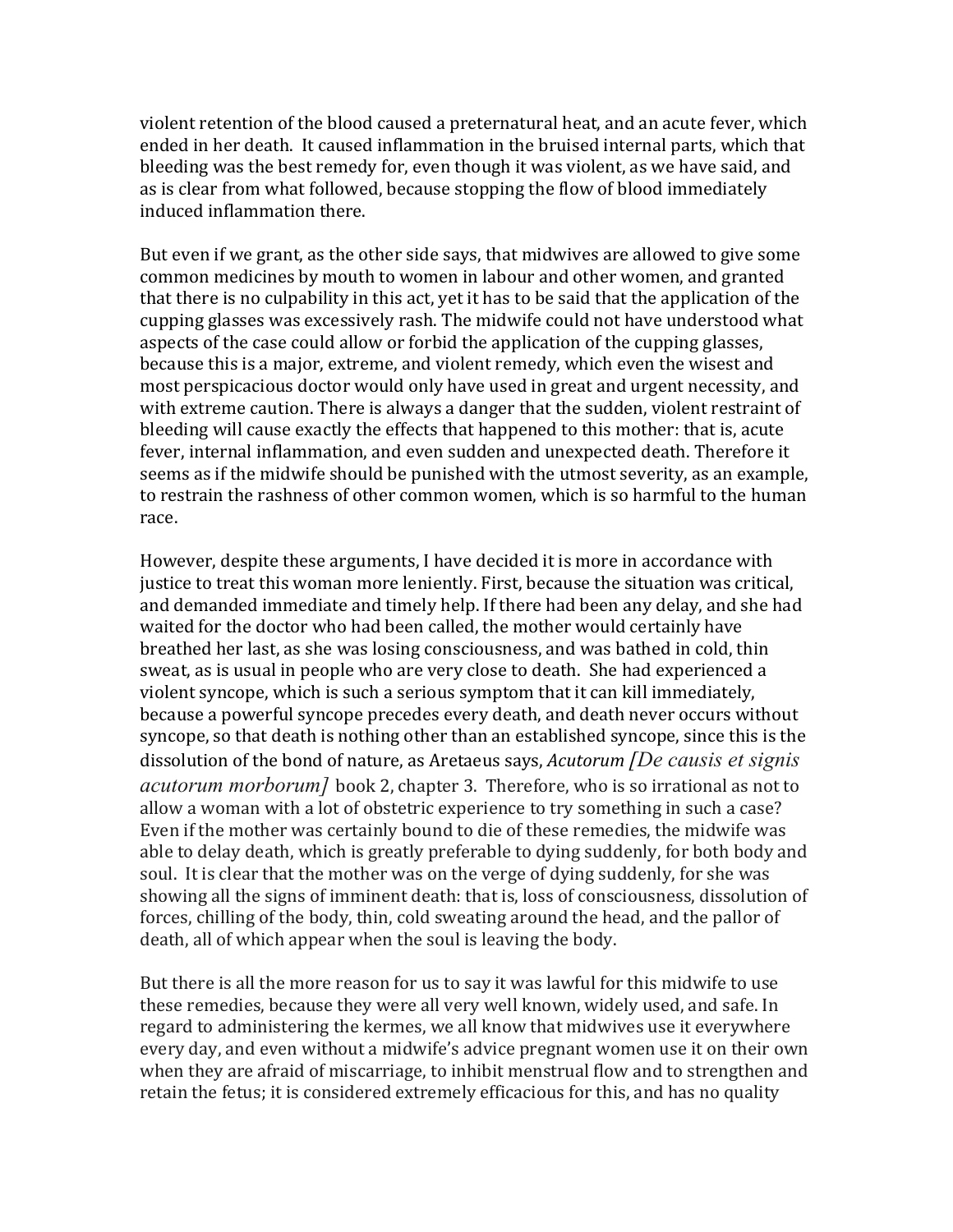violent retention of the blood caused a preternatural heat, and an acute fever, which ended in her death. It caused inflammation in the bruised internal parts, which that bleeding was the best remedy for, even though it was violent, as we have said, and as is clear from what followed, because stopping the flow of blood immediately induced inflammation there.

But even if we grant, as the other side says, that midwives are allowed to give some common medicines by mouth to women in labour and other women, and granted that there is no culpability in this act, yet it has to be said that the application of the cupping glasses was excessively rash. The midwife could not have understood what aspects of the case could allow or forbid the application of the cupping glasses, because this is a major, extreme, and violent remedy, which even the wisest and most perspicacious doctor would only have used in great and urgent necessity, and with extreme caution. There is always a danger that the sudden, violent restraint of bleeding will cause exactly the effects that happened to this mother: that is, acute fever, internal inflammation, and even sudden and unexpected death. Therefore it seems as if the midwife should be punished with the utmost severity, as an example, to restrain the rashness of other common women, which is so harmful to the human race.

However, despite these arguments, I have decided it is more in accordance with justice to treat this woman more leniently. First, because the situation was critical, and demanded immediate and timely help. If there had been any delay, and she had waited for the doctor who had been called, the mother would certainly have breathed her last, as she was losing consciousness, and was bathed in cold, thin sweat, as is usual in people who are very close to death. She had experienced a violent syncope, which is such a serious symptom that it can kill immediately, because a powerful syncope precedes every death, and death never occurs without syncope, so that death is nothing other than an established syncope, since this is the dissolution of the bond of nature, as Aretaeus says, *Acutorum [De causis et signis acutorum morborum]* book 2, chapter 3. Therefore, who is so irrational as not to allow a woman with a lot of obstetric experience to try something in such a case? Even if the mother was certainly bound to die of these remedies, the midwife was able to delay death, which is greatly preferable to dying suddenly, for both body and soul. It is clear that the mother was on the verge of dying suddenly, for she was showing all the signs of imminent death: that is, loss of consciousness, dissolution of forces, chilling of the body, thin, cold sweating around the head, and the pallor of death, all of which appear when the soul is leaving the body.

But there is all the more reason for us to say it was lawful for this midwife to use these remedies, because they were all very well known, widely used, and safe. In regard to administering the kermes, we all know that midwives use it everywhere every day, and even without a midwife's advice pregnant women use it on their own when they are afraid of miscarriage, to inhibit menstrual flow and to strengthen and retain the fetus; it is considered extremely efficacious for this, and has no quality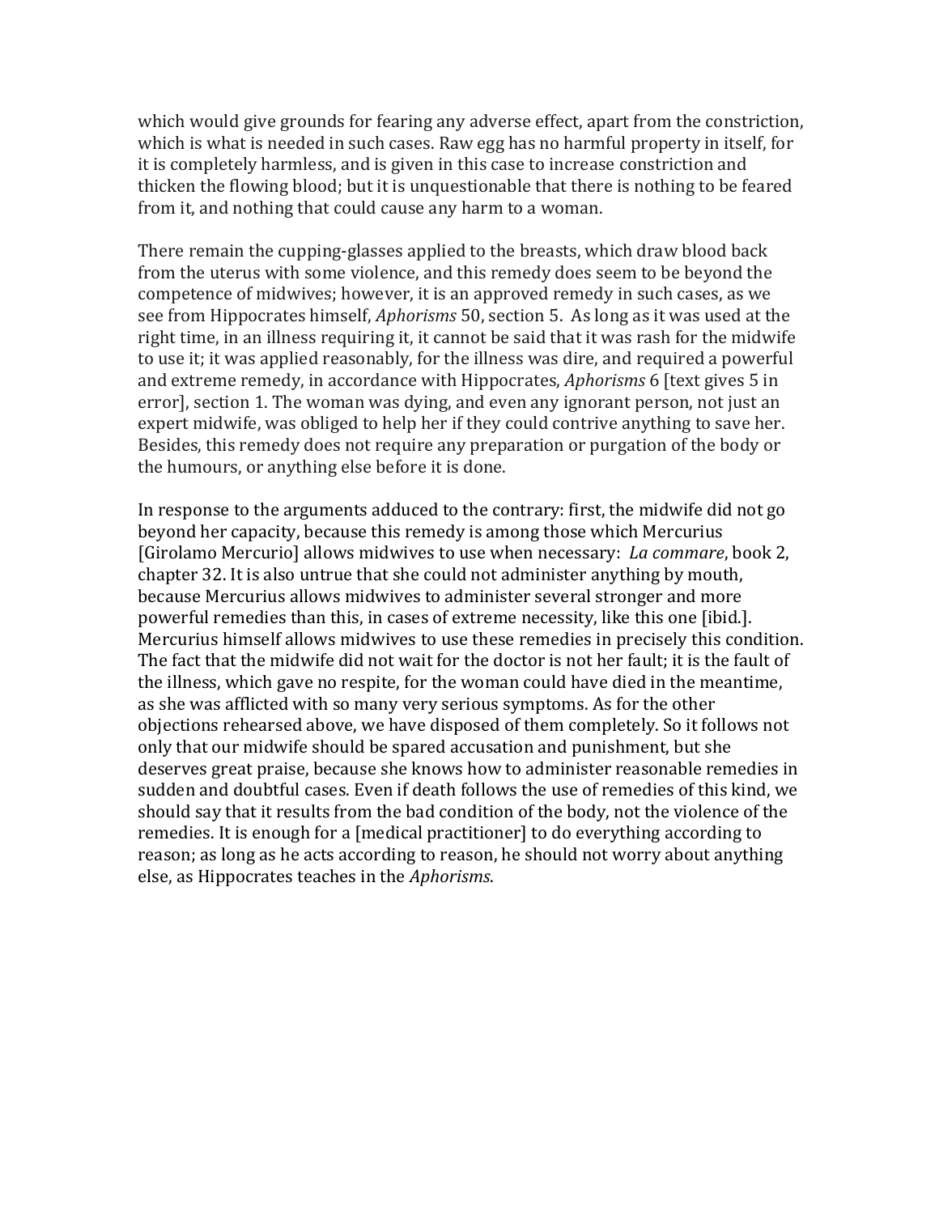which would give grounds for fearing any adverse effect, apart from the constriction, which is what is needed in such cases. Raw egg has no harmful property in itself, for it is completely harmless, and is given in this case to increase constriction and thicken the flowing blood; but it is unquestionable that there is nothing to be feared from it, and nothing that could cause any harm to a woman.

There remain the cupping-glasses applied to the breasts, which draw blood back from the uterus with some violence, and this remedy does seem to be beyond the competence of midwives; however, it is an approved remedy in such cases, as we see from Hippocrates himself, *Aphorisms* 50, section 5. As long as it was used at the right time, in an illness requiring it, it cannot be said that it was rash for the midwife to use it; it was applied reasonably, for the illness was dire, and required a powerful and extreme remedy, in accordance with Hippocrates, *Aphorisms* 6 [text gives 5 in error], section 1. The woman was dying, and even any ignorant person, not just an expert midwife, was obliged to help her if they could contrive anything to save her. Besides, this remedy does not require any preparation or purgation of the body or the humours, or anything else before it is done.

In response to the arguments adduced to the contrary: first, the midwife did not go beyond her capacity, because this remedy is among those which Mercurius [Girolamo Mercurio] allows midwives to use when necessary: *La commare*, book 2, chapter 32. It is also untrue that she could not administer anything by mouth, because Mercurius allows midwives to administer several stronger and more powerful remedies than this, in cases of extreme necessity, like this one [ibid.]. Mercurius himself allows midwives to use these remedies in precisely this condition. The fact that the midwife did not wait for the doctor is not her fault; it is the fault of the illness, which gave no respite, for the woman could have died in the meantime, as she was afflicted with so many very serious symptoms. As for the other objections rehearsed above, we have disposed of them completely. So it follows not only that our midwife should be spared accusation and punishment, but she deserves great praise, because she knows how to administer reasonable remedies in sudden and doubtful cases. Even if death follows the use of remedies of this kind, we should say that it results from the bad condition of the body, not the violence of the remedies. It is enough for a [medical practitioner] to do everything according to reason; as long as he acts according to reason, he should not worry about anything else, as Hippocrates teaches in the *Aphorisms*.